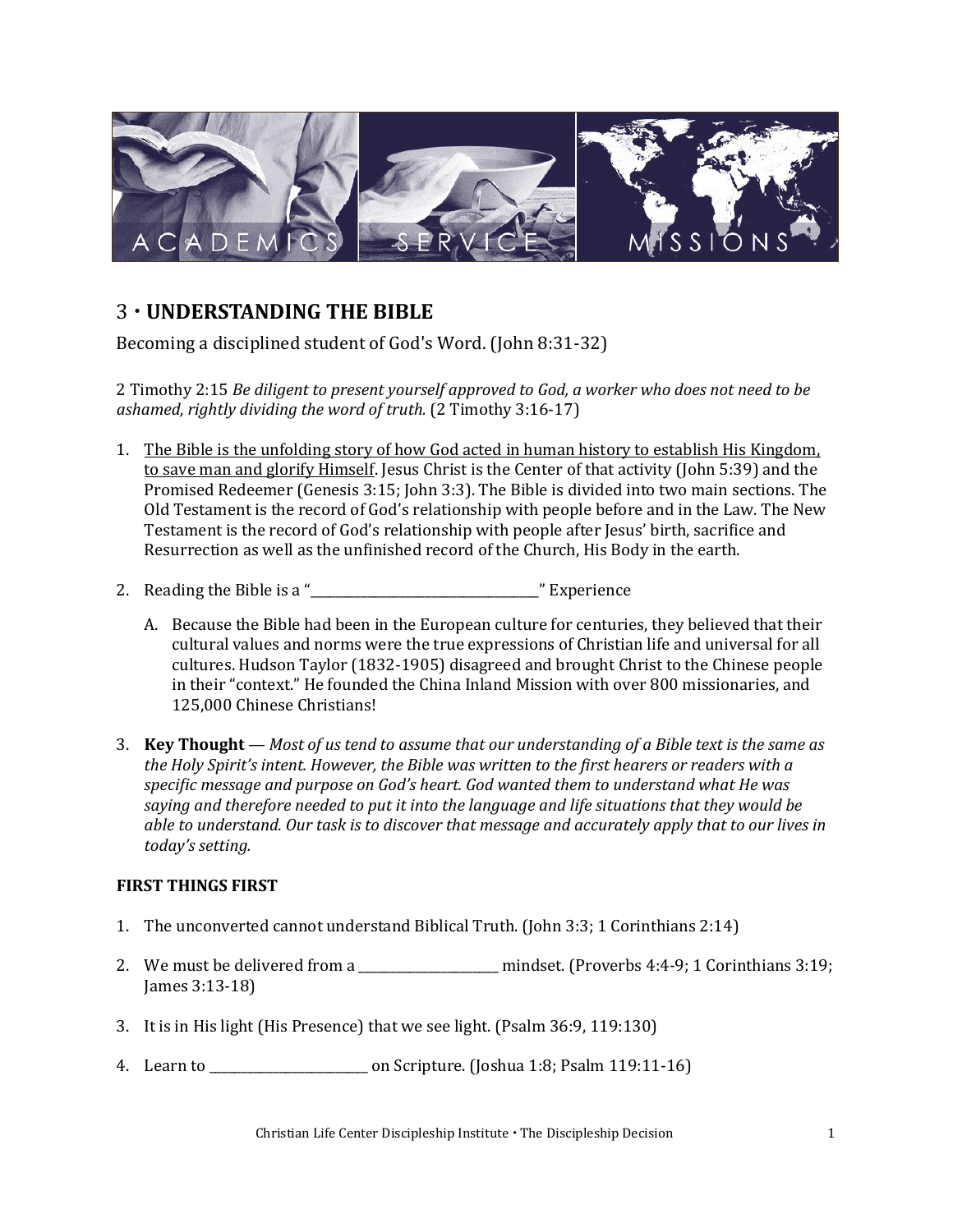ACADEMICS SERVICE MISSIONS

## 3 · UNDERSTANDING THE BIBLE

Becoming a disciplined student of God's Word. (John 8:31-32)

2 Timothy 2:15 *Be diligent to present yourself approved to God, a worker who does not need to be ashamed, rightly dividing the word of truth.* (2 Timothy 3:16-17)

1. <u>The Bible is the unfolding story of how God acted in human history to establish His Kingdom, to save man and glorify Himself</u>. Jesus Christ is the Center of that activity (John 5:39) and the Promised Redeemer (Genesis 3:15; John 3:3). The Bible is divided into two main sections. The Old Testament is the record of God's relationship with people before and in the Law. The New Testament is the record of God's relationship with people after Jesus' birth, sacrifice and Resurrection as well as the unfinished record of the Church, His Body in the earth.

2. Reading the Bible is a "\_\_\_\_\_\_\_\_\_\_\_\_\_\_\_\_\_\_\_\_\_\_\_\_\_\_\_\_\_\_\_\_\_\_\_\_" Experience

   A. Because the Bible had been in the European culture for centuries, they believed that their cultural values and norms were the true expressions of Christian life and universal for all cultures. Hudson Taylor (1832-1905) disagreed and brought Christ to the Chinese people in their "context." He founded the China Inland Mission with over 800 missionaries, and 125,000 Chinese Christians!

3. **Key Thought** — *Most of us tend to assume that our understanding of a Bible text is the same as the Holy Spirit's intent. However, the Bible was written to the first hearers or readers with a specific message and purpose on God's heart. God wanted them to understand what He was saying and therefore needed to put it into the language and life situations that they would be able to understand. Our task is to discover that message and accurately apply that to our lives in today's setting.*

**FIRST THINGS FIRST**

1. The unconverted cannot understand Biblical Truth. (John 3:3; 1 Corinthians 2:14)

2. We must be delivered from a \_\_\_\_\_\_\_\_\_\_\_\_\_\_\_\_\_\_\_\_\_\_ mindset. (Proverbs 4:4-9; 1 Corinthians 3:19; James 3:13-18)

3. It is in His light (His Presence) that we see light. (Psalm 36:9, 119:130)

4. Learn to \_\_\_\_\_\_\_\_\_\_\_\_\_\_\_\_\_\_\_\_\_\_\_\_\_\_ on Scripture. (Joshua 1:8; Psalm 119:11-16)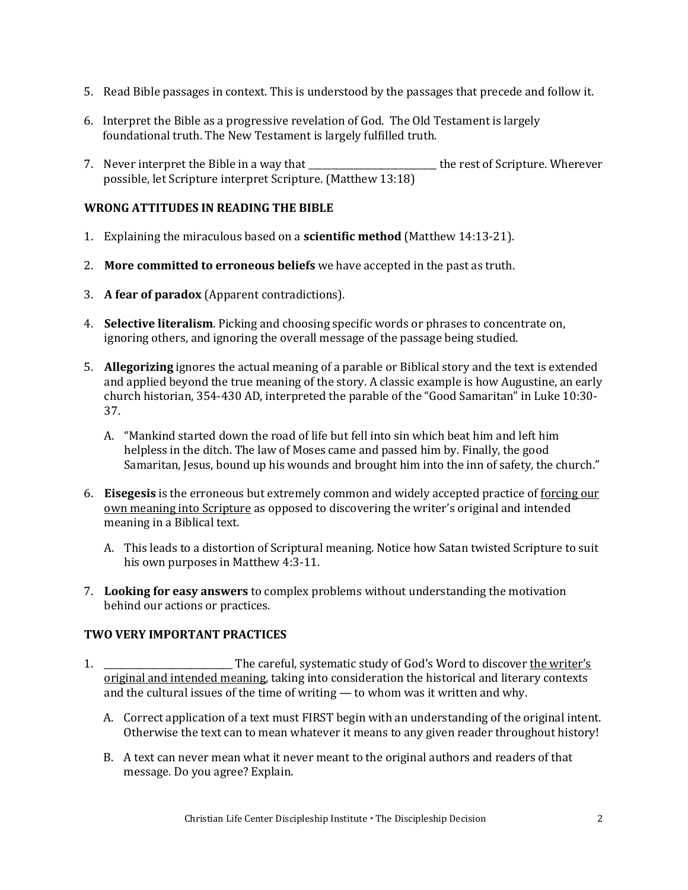5. Read Bible passages in context. This is understood by the passages that precede and follow it.

6. Interpret the Bible as a progressive revelation of God. The Old Testament is largely foundational truth. The New Testament is largely fulfilled truth.

7. Never interpret the Bible in a way that ___________________________ the rest of Scripture. Wherever possible, let Scripture interpret Scripture. (Matthew 13:18)

### WRONG ATTITUDES IN READING THE BIBLE

1. Explaining the miraculous based on a **scientific method** (Matthew 14:13-21).

2. **More committed to erroneous beliefs** we have accepted in the past as truth.

3. **A fear of paradox** (Apparent contradictions).

4. **Selective literalism**. Picking and choosing specific words or phrases to concentrate on, ignoring others, and ignoring the overall message of the passage being studied.

5. **Allegorizing** ignores the actual meaning of a parable or Biblical story and the text is extended and applied beyond the true meaning of the story. A classic example is how Augustine, an early church historian, 354-430 AD, interpreted the parable of the "Good Samaritan" in Luke 10:30-37.

   A. "Mankind started down the road of life but fell into sin which beat him and left him helpless in the ditch. The law of Moses came and passed him by. Finally, the good Samaritan, Jesus, bound up his wounds and brought him into the inn of safety, the church."

6. **Eisegesis** is the erroneous but extremely common and widely accepted practice of <u>forcing our own meaning into Scripture</u> as opposed to discovering the writer's original and intended meaning in a Biblical text.

   A. This leads to a distortion of Scriptural meaning. Notice how Satan twisted Scripture to suit his own purposes in Matthew 4:3-11.

7. **Looking for easy answers** to complex problems without understanding the motivation behind our actions or practices.

### TWO VERY IMPORTANT PRACTICES

1. ___________________________ The careful, systematic study of God's Word to discover <u>the writer's original and intended meaning</u>, taking into consideration the historical and literary contexts and the cultural issues of the time of writing — to whom was it written and why.

   A. Correct application of a text must FIRST begin with an understanding of the original intent. Otherwise the text can to mean whatever it means to any given reader throughout history!

   B. A text can never mean what it never meant to the original authors and readers of that message. Do you agree? Explain.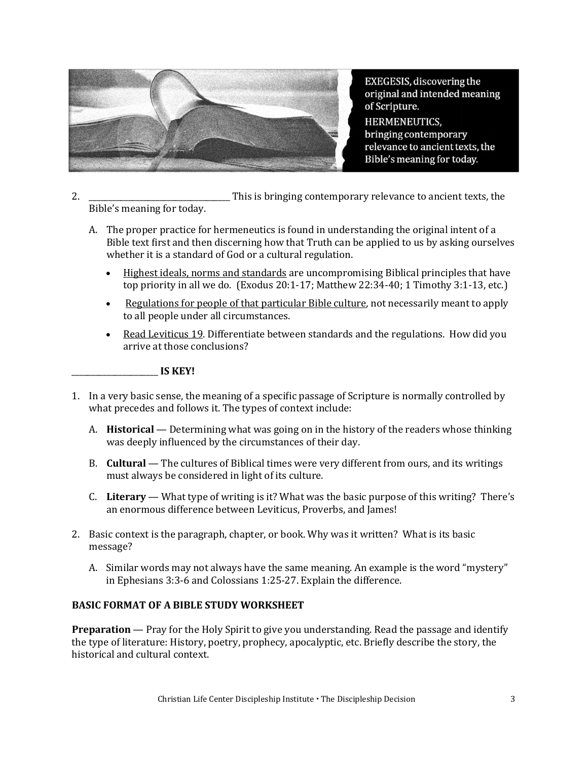EXEGESIS, discovering the original and intended meaning of Scripture.

HERMENEUTICS, bringing contemporary relevance to ancient texts, the Bible's meaning for today.

2. ______________________________ This is bringing contemporary relevance to ancient texts, the Bible's meaning for today.

   A. The proper practice for hermeneutics is found in understanding the original intent of a Bible text first and then discerning how that Truth can be applied to us by asking ourselves whether it is a standard of God or a cultural regulation.

      - <u>Highest ideals, norms and standards</u> are uncompromising Biblical principles that have top priority in all we do. (Exodus 20:1-17; Matthew 22:34-40; 1 Timothy 3:1-13, etc.)
      - <u>Regulations for people of that particular Bible culture</u>, not necessarily meant to apply to all people under all circumstances.
      - <u>Read Leviticus 19</u>. Differentiate between standards and the regulations. How did you arrive at those conclusions?

**____________________ IS KEY!**

1. In a very basic sense, the meaning of a specific passage of Scripture is normally controlled by what precedes and follows it. The types of context include:

   A. **Historical** — Determining what was going on in the history of the readers whose thinking was deeply influenced by the circumstances of their day.

   B. **Cultural** — The cultures of Biblical times were very different from ours, and its writings must always be considered in light of its culture.

   C. **Literary** — What type of writing is it? What was the basic purpose of this writing? There's an enormous difference between Leviticus, Proverbs, and James!

2. Basic context is the paragraph, chapter, or book. Why was it written? What is its basic message?

   A. Similar words may not always have the same meaning. An example is the word "mystery" in Ephesians 3:3-6 and Colossians 1:25-27. Explain the difference.

**BASIC FORMAT OF A BIBLE STUDY WORKSHEET**

**Preparation** — Pray for the Holy Spirit to give you understanding. Read the passage and identify the type of literature: History, poetry, prophecy, apocalyptic, etc. Briefly describe the story, the historical and cultural context.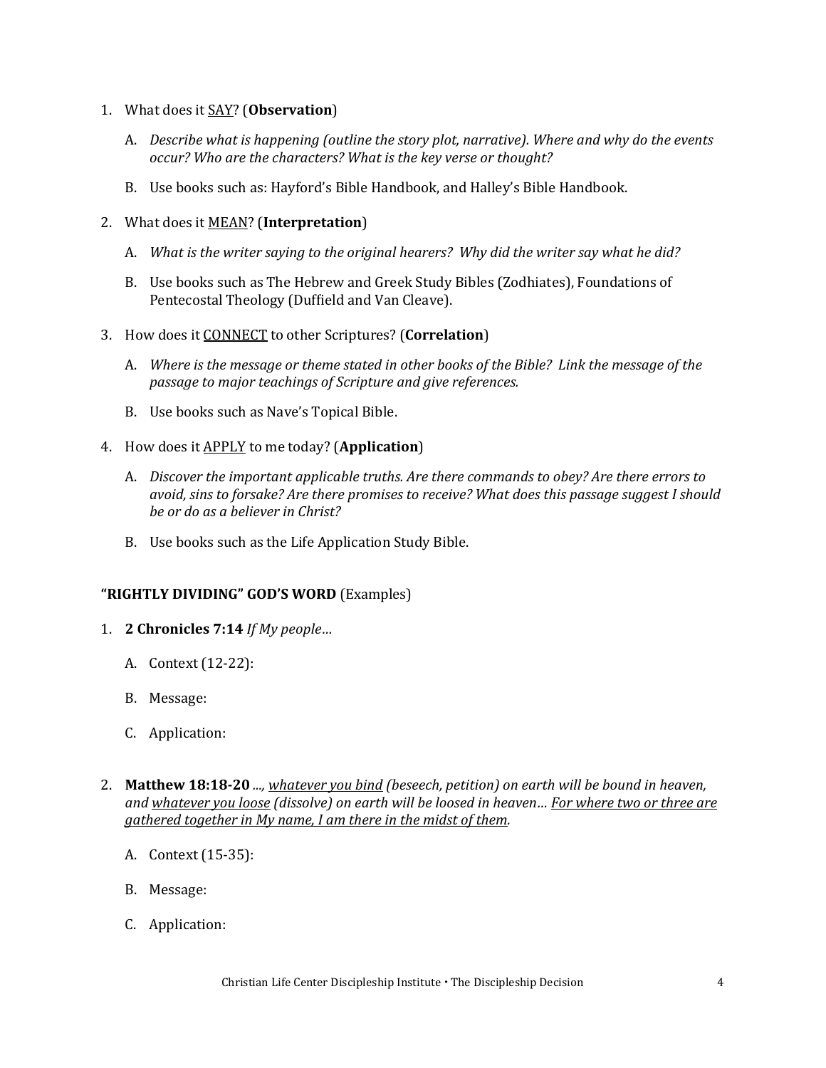1. What does it <u>SAY</u>? (**Observation**)

   A. *Describe what is happening (outline the story plot, narrative). Where and why do the events occur? Who are the characters? What is the key verse or thought?*

   B. Use books such as: Hayford's Bible Handbook, and Halley's Bible Handbook.

2. What does it <u>MEAN</u>? (**Interpretation**)

   A. *What is the writer saying to the original hearers? Why did the writer say what he did?*

   B. Use books such as The Hebrew and Greek Study Bibles (Zodhiates), Foundations of Pentecostal Theology (Duffield and Van Cleave).

3. How does it <u>CONNECT</u> to other Scriptures? (**Correlation**)

   A. *Where is the message or theme stated in other books of the Bible? Link the message of the passage to major teachings of Scripture and give references.*

   B. Use books such as Nave's Topical Bible.

4. How does it <u>APPLY</u> to me today? (**Application**)

   A. *Discover the important applicable truths. Are there commands to obey? Are there errors to avoid, sins to forsake? Are there promises to receive? What does this passage suggest I should be or do as a believer in Christ?*

   B. Use books such as the Life Application Study Bible.

**"RIGHTLY DIVIDING" GOD'S WORD** (Examples)

1. **2 Chronicles 7:14** *If My people…*

   A. Context (12-22):

   B. Message:

   C. Application:

2. **Matthew 18:18-20** *..., <u>whatever you bind</u> (beseech, petition) on earth will be bound in heaven, and <u>whatever you loose</u> (dissolve) on earth will be loosed in heaven… <u>For where two or three are gathered together in My name, I am there in the midst of them</u>.*

   A. Context (15-35):

   B. Message:

   C. Application: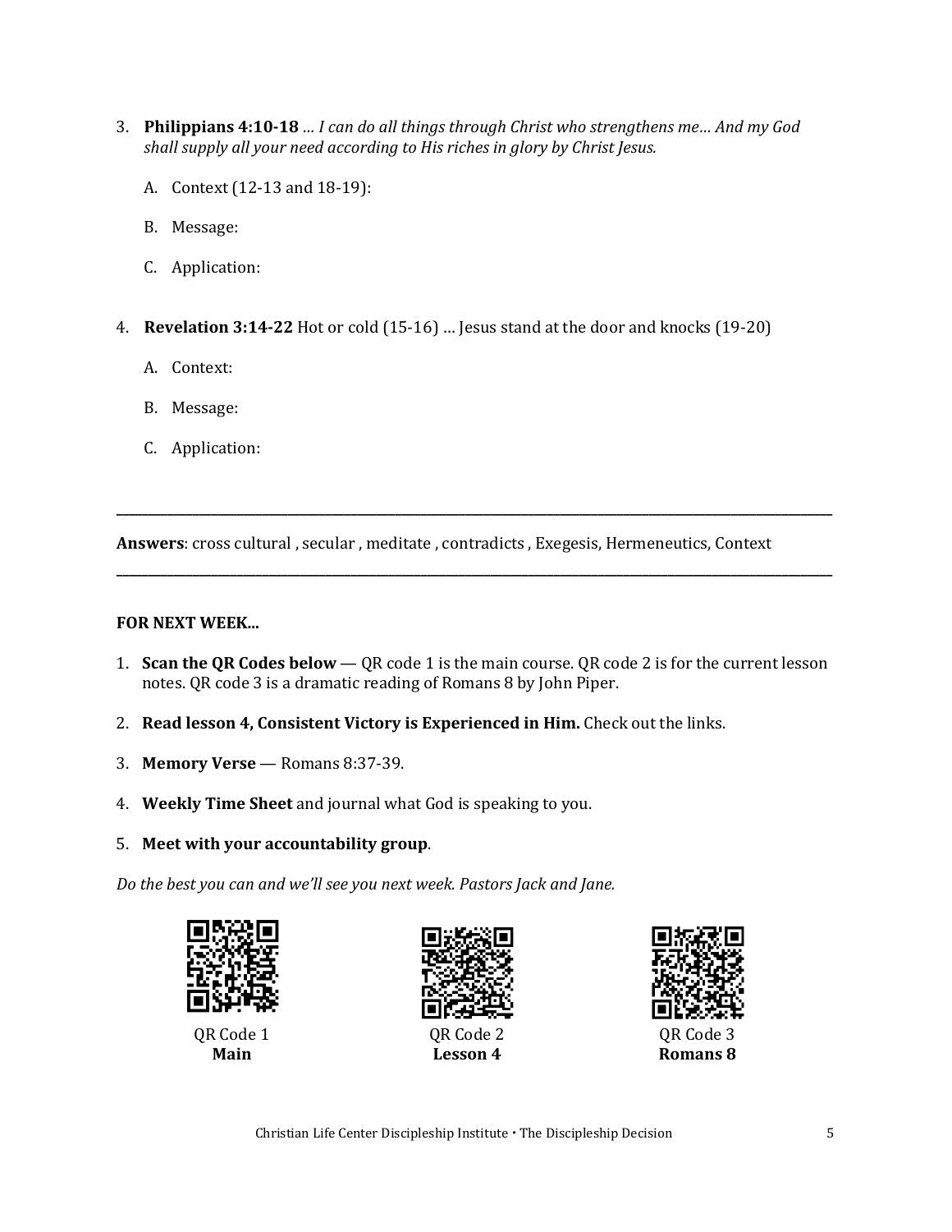3. **Philippians 4:10-18** *… I can do all things through Christ who strengthens me… And my God shall supply all your need according to His riches in glory by Christ Jesus.*

    A. Context (12-13 and 18-19):

    B. Message:

    C. Application:

4. **Revelation 3:14-22** Hot or cold (15-16) … Jesus stand at the door and knocks (19-20)

    A. Context:

    B. Message:

    C. Application:

---

**Answers**: cross cultural , secular , meditate , contradicts , Exegesis, Hermeneutics, Context

---

**FOR NEXT WEEK...**

1. **Scan the QR Codes below** — QR code 1 is the main course. QR code 2 is for the current lesson notes. QR code 3 is a dramatic reading of Romans 8 by John Piper.
2. **Read lesson 4, Consistent Victory is Experienced in Him.** Check out the links.
3. **Memory Verse** — Romans 8:37-39.
4. **Weekly Time Sheet** and journal what God is speaking to you.
5. **Meet with your accountability group**.

*Do the best you can and we'll see you next week. Pastors Jack and Jane.*

QR Code 1
**Main**

QR Code 2
**Lesson 4**

QR Code 3
**Romans 8**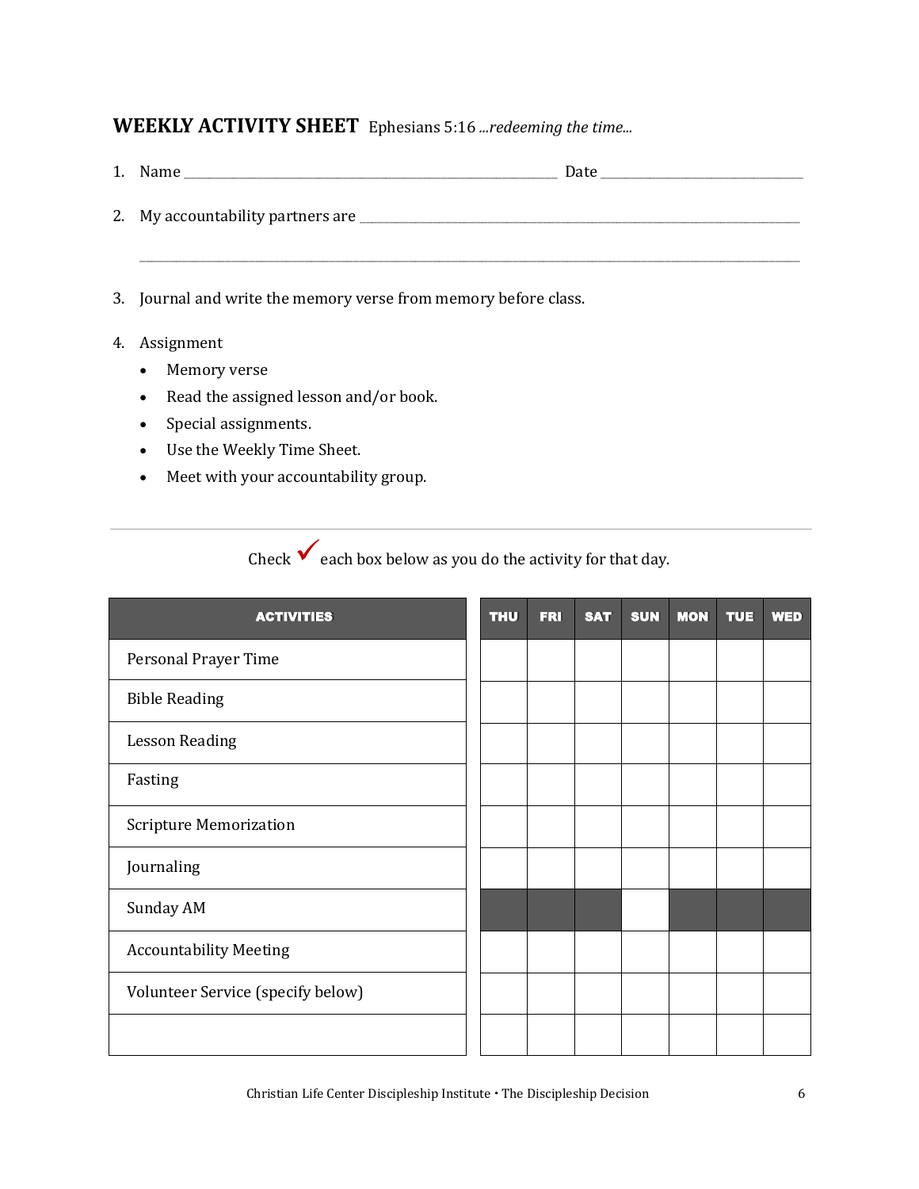## WEEKLY ACTIVITY SHEET Ephesians 5:16 *...redeeming the time...*

1. Name ______________________________________ Date ____________________

2. My accountability partners are ______________________________________________

   ______________________________________________________________________

3. Journal and write the memory verse from memory before class.

4. Assignment
   - Memory verse
   - Read the assigned lesson and/or book.
   - Special assignments.
   - Use the Weekly Time Sheet.
   - Meet with your accountability group.

---

Check ✓ each box below as you do the activity for that day.

| ACTIVITIES | THU | FRI | SAT | SUN | MON | TUE | WED |
|---|---|---|---|---|---|---|---|
| Personal Prayer Time | | | | | | | |
| Bible Reading | | | | | | | |
| Lesson Reading | | | | | | | |
| Fasting | | | | | | | |
| Scripture Memorization | | | | | | | |
| Journaling | | | | | | | |
| Sunday AM | | | | | | | |
| Accountability Meeting | | | | | | | |
| Volunteer Service (specify below) | | | | | | | |
| | | | | | | | |